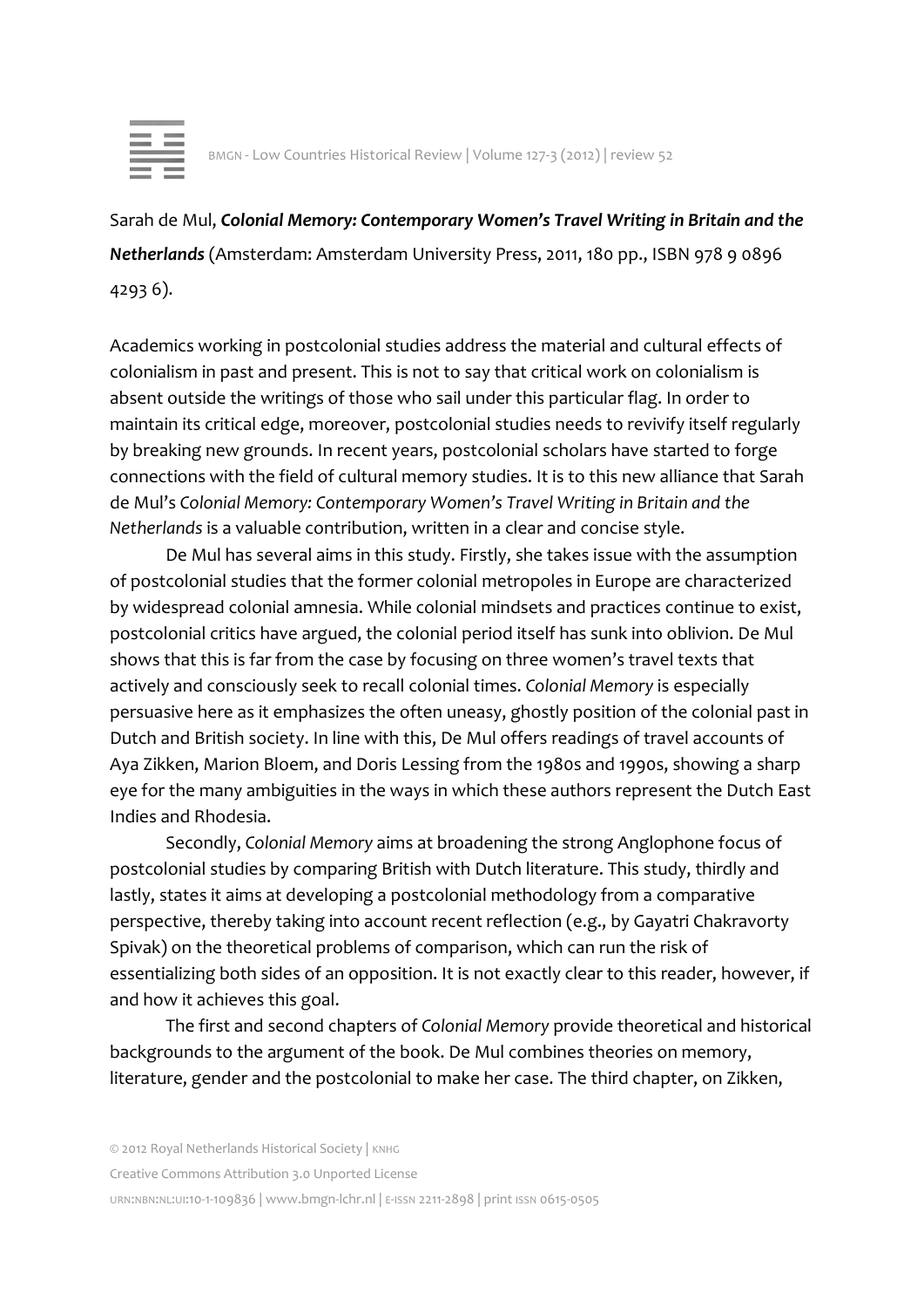Sarah de Mul, ***Colonial Memory: Contemporary Women's Travel Writing in Britain and the Netherlands*** (Amsterdam: Amsterdam University Press, 2011, 180 pp., ISBN 978 9 0896 4293 6).

Academics working in postcolonial studies address the material and cultural effects of colonialism in past and present. This is not to say that critical work on colonialism is absent outside the writings of those who sail under this particular flag. In order to maintain its critical edge, moreover, postcolonial studies needs to revivify itself regularly by breaking new grounds. In recent years, postcolonial scholars have started to forge connections with the field of cultural memory studies. It is to this new alliance that Sarah de Mul's *Colonial Memory: Contemporary Women's Travel Writing in Britain and the Netherlands* is a valuable contribution, written in a clear and concise style.

De Mul has several aims in this study. Firstly, she takes issue with the assumption of postcolonial studies that the former colonial metropoles in Europe are characterized by widespread colonial amnesia. While colonial mindsets and practices continue to exist, postcolonial critics have argued, the colonial period itself has sunk into oblivion. De Mul shows that this is far from the case by focusing on three women's travel texts that actively and consciously seek to recall colonial times. *Colonial Memory* is especially persuasive here as it emphasizes the often uneasy, ghostly position of the colonial past in Dutch and British society. In line with this, De Mul offers readings of travel accounts of Aya Zikken, Marion Bloem, and Doris Lessing from the 1980s and 1990s, showing a sharp eye for the many ambiguities in the ways in which these authors represent the Dutch East Indies and Rhodesia.

Secondly, *Colonial Memory* aims at broadening the strong Anglophone focus of postcolonial studies by comparing British with Dutch literature. This study, thirdly and lastly, states it aims at developing a postcolonial methodology from a comparative perspective, thereby taking into account recent reflection (e.g., by Gayatri Chakravorty Spivak) on the theoretical problems of comparison, which can run the risk of essentializing both sides of an opposition. It is not exactly clear to this reader, however, if and how it achieves this goal.

The first and second chapters of *Colonial Memory* provide theoretical and historical backgrounds to the argument of the book. De Mul combines theories on memory, literature, gender and the postcolonial to make her case. The third chapter, on Zikken,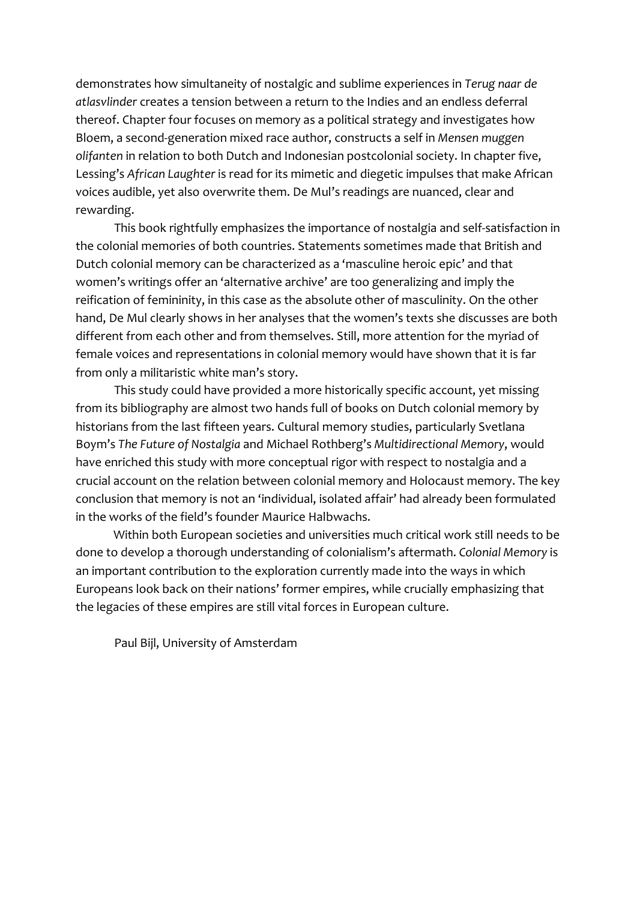demonstrates how simultaneity of nostalgic and sublime experiences in *Terug naar de atlasvlinder* creates a tension between a return to the Indies and an endless deferral thereof. Chapter four focuses on memory as a political strategy and investigates how Bloem, a second-generation mixed race author, constructs a self in *Mensen muggen olifanten* in relation to both Dutch and Indonesian postcolonial society. In chapter five, Lessing's *African Laughter* is read for its mimetic and diegetic impulses that make African voices audible, yet also overwrite them. De Mul's readings are nuanced, clear and rewarding.

This book rightfully emphasizes the importance of nostalgia and self-satisfaction in the colonial memories of both countries. Statements sometimes made that British and Dutch colonial memory can be characterized as a 'masculine heroic epic' and that women's writings offer an 'alternative archive' are too generalizing and imply the reification of femininity, in this case as the absolute other of masculinity. On the other hand, De Mul clearly shows in her analyses that the women's texts she discusses are both different from each other and from themselves. Still, more attention for the myriad of female voices and representations in colonial memory would have shown that it is far from only a militaristic white man's story.

This study could have provided a more historically specific account, yet missing from its bibliography are almost two hands full of books on Dutch colonial memory by historians from the last fifteen years. Cultural memory studies, particularly Svetlana Boym's *The Future of Nostalgia* and Michael Rothberg's *Multidirectional Memory*, would have enriched this study with more conceptual rigor with respect to nostalgia and a crucial account on the relation between colonial memory and Holocaust memory. The key conclusion that memory is not an 'individual, isolated affair' had already been formulated in the works of the field's founder Maurice Halbwachs.

Within both European societies and universities much critical work still needs to be done to develop a thorough understanding of colonialism's aftermath. *Colonial Memory* is an important contribution to the exploration currently made into the ways in which Europeans look back on their nations' former empires, while crucially emphasizing that the legacies of these empires are still vital forces in European culture.

Paul Bijl, University of Amsterdam